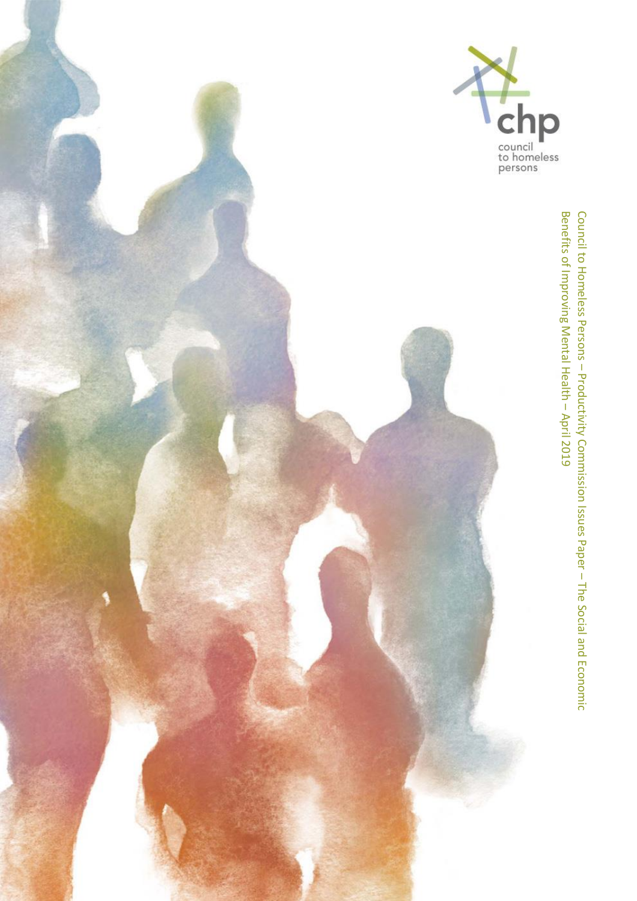chp

council to homeless persons

Council to Homeless Persons – Productivity Commission Issues Paper – The Social and Economic Benefits of Improving Mental Health – April 2019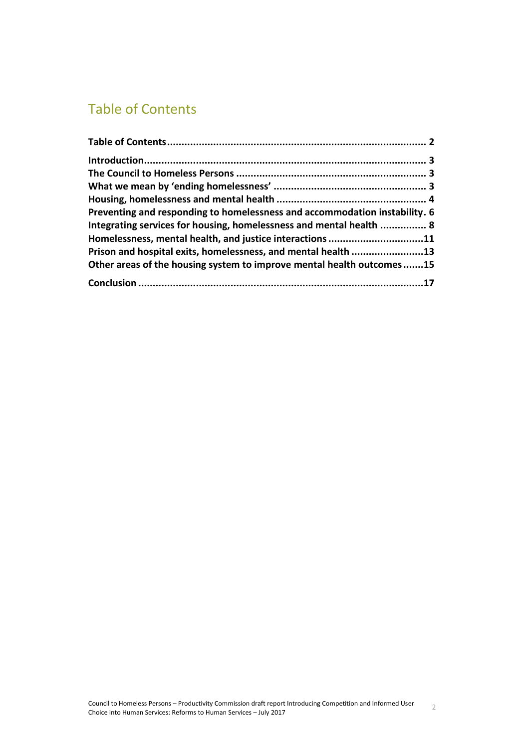## Table of Contents

**Table of Contents** ........................................................................................ 2

**Introduction** ................................................................................................ 3

**The Council to Homeless Persons** ................................................................. 3

**What we mean by 'ending homelessness'** .................................................... 3

**Housing, homelessness and mental health** ................................................... 4

**Preventing and responding to homelessness and accommodation instability** . 6

**Integrating services for housing, homelessness and mental health** ................ 8

**Homelessness, mental health, and justice interactions** .................................11

**Prison and hospital exits, homelessness, and mental health** .........................13

**Other areas of the housing system to improve mental health outcomes** .......15

**Conclusion** ..................................................................................................17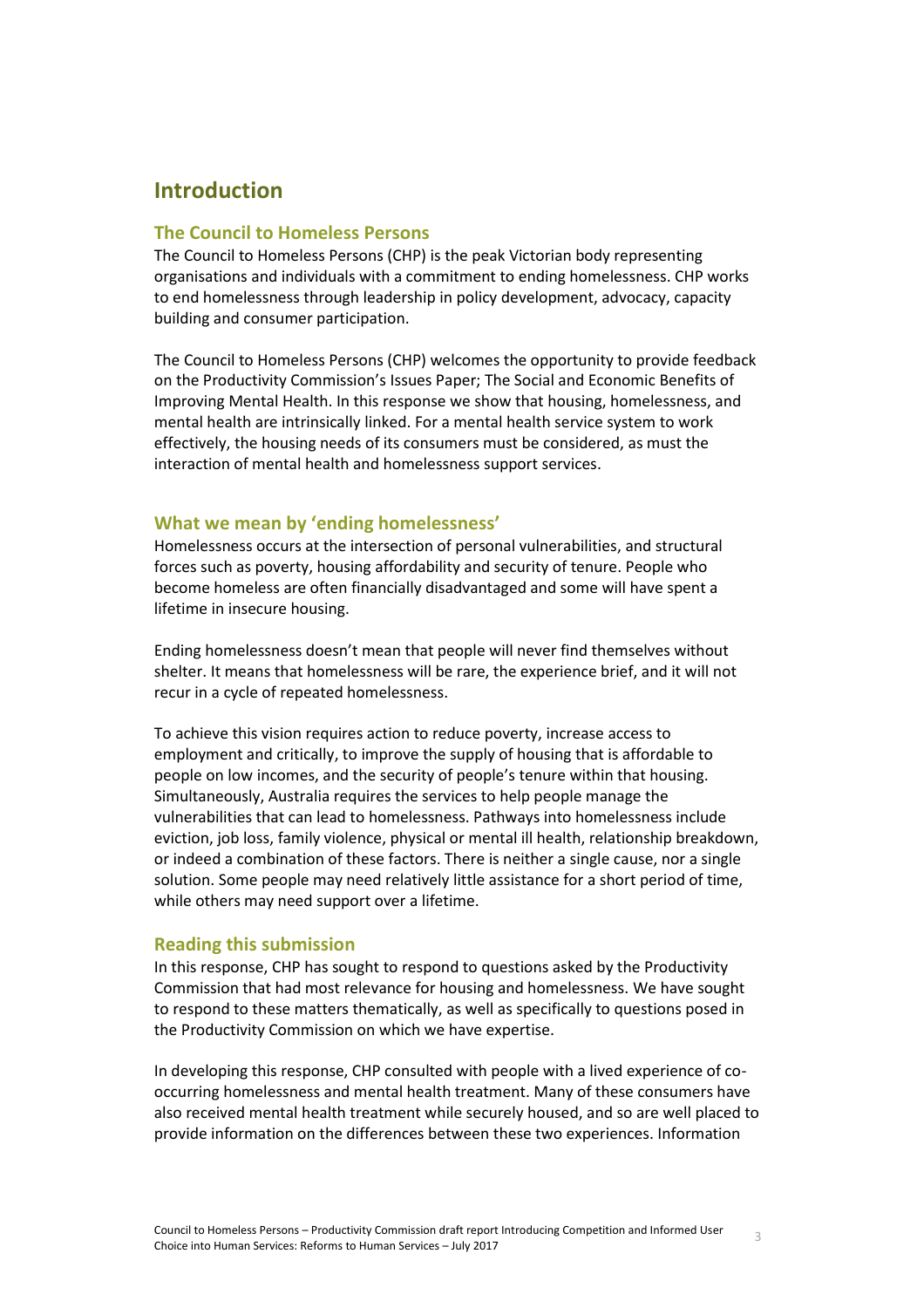# Introduction

## The Council to Homeless Persons

The Council to Homeless Persons (CHP) is the peak Victorian body representing organisations and individuals with a commitment to ending homelessness. CHP works to end homelessness through leadership in policy development, advocacy, capacity building and consumer participation.

The Council to Homeless Persons (CHP) welcomes the opportunity to provide feedback on the Productivity Commission's Issues Paper; The Social and Economic Benefits of Improving Mental Health. In this response we show that housing, homelessness, and mental health are intrinsically linked. For a mental health service system to work effectively, the housing needs of its consumers must be considered, as must the interaction of mental health and homelessness support services.

## What we mean by 'ending homelessness'

Homelessness occurs at the intersection of personal vulnerabilities, and structural forces such as poverty, housing affordability and security of tenure. People who become homeless are often financially disadvantaged and some will have spent a lifetime in insecure housing.

Ending homelessness doesn't mean that people will never find themselves without shelter. It means that homelessness will be rare, the experience brief, and it will not recur in a cycle of repeated homelessness.

To achieve this vision requires action to reduce poverty, increase access to employment and critically, to improve the supply of housing that is affordable to people on low incomes, and the security of people's tenure within that housing. Simultaneously, Australia requires the services to help people manage the vulnerabilities that can lead to homelessness. Pathways into homelessness include eviction, job loss, family violence, physical or mental ill health, relationship breakdown, or indeed a combination of these factors. There is neither a single cause, nor a single solution. Some people may need relatively little assistance for a short period of time, while others may need support over a lifetime.

## Reading this submission

In this response, CHP has sought to respond to questions asked by the Productivity Commission that had most relevance for housing and homelessness. We have sought to respond to these matters thematically, as well as specifically to questions posed in the Productivity Commission on which we have expertise.

In developing this response, CHP consulted with people with a lived experience of co-occurring homelessness and mental health treatment. Many of these consumers have also received mental health treatment while securely housed, and so are well placed to provide information on the differences between these two experiences. Information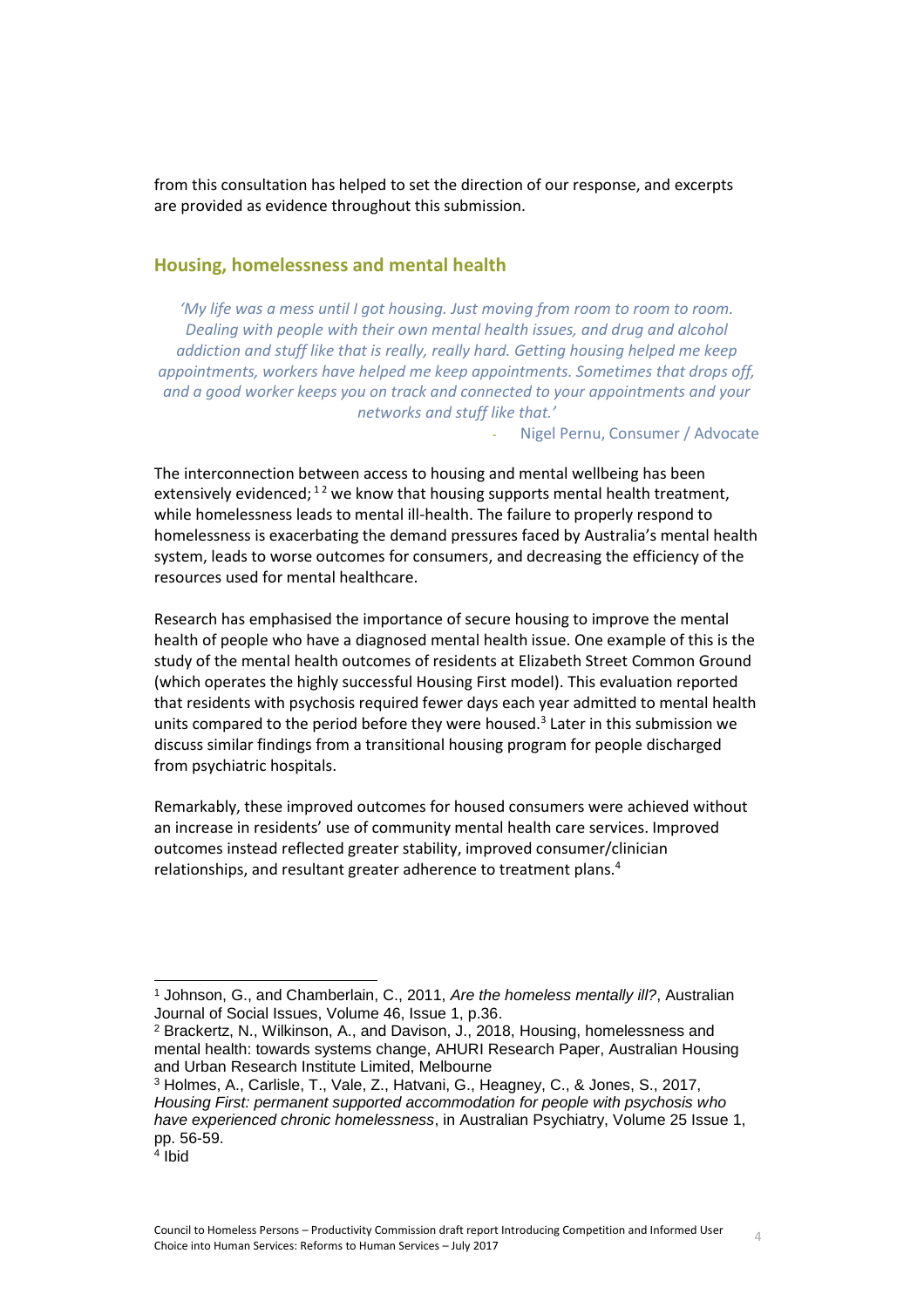from this consultation has helped to set the direction of our response, and excerpts are provided as evidence throughout this submission.

## Housing, homelessness and mental health

> *'My life was a mess until I got housing. Just moving from room to room. Dealing with people with their own mental health issues, and drug and alcohol addiction and stuff like that is really, really hard. Getting housing helped me keep appointments, workers have helped me keep appointments. Sometimes that drops off, and a good worker keeps you on track and connected to your appointments and your networks and stuff like that.'*
>
> - Nigel Pernu, Consumer / Advocate

The interconnection between access to housing and mental wellbeing has been extensively evidenced;[1] [2] we know that housing supports mental health treatment, while homelessness leads to mental ill-health. The failure to properly respond to homelessness is exacerbating the demand pressures faced by Australia's mental health system, leads to worse outcomes for consumers, and decreasing the efficiency of the resources used for mental healthcare.

Research has emphasised the importance of secure housing to improve the mental health of people who have a diagnosed mental health issue. One example of this is the study of the mental health outcomes of residents at Elizabeth Street Common Ground (which operates the highly successful Housing First model). This evaluation reported that residents with psychosis required fewer days each year admitted to mental health units compared to the period before they were housed.[3] Later in this submission we discuss similar findings from a transitional housing program for people discharged from psychiatric hospitals.

Remarkably, these improved outcomes for housed consumers were achieved without an increase in residents' use of community mental health care services. Improved outcomes instead reflected greater stability, improved consumer/clinician relationships, and resultant greater adherence to treatment plans.[4]

---

[1] Johnson, G., and Chamberlain, C., 2011, *Are the homeless mentally ill?*, Australian Journal of Social Issues, Volume 46, Issue 1, p.36.

[2] Brackertz, N., Wilkinson, A., and Davison, J., 2018, Housing, homelessness and mental health: towards systems change, AHURI Research Paper, Australian Housing and Urban Research Institute Limited, Melbourne

[3] Holmes, A., Carlisle, T., Vale, Z., Hatvani, G., Heagney, C., & Jones, S., 2017, *Housing First: permanent supported accommodation for people with psychosis who have experienced chronic homelessness*, in Australian Psychiatry, Volume 25 Issue 1, pp. 56-59.

[4] Ibid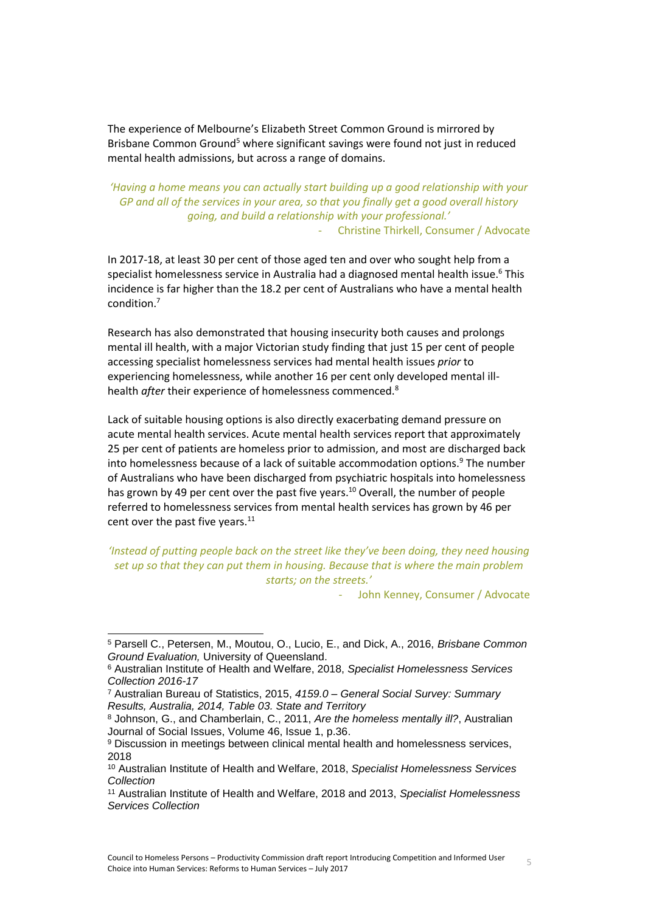The experience of Melbourne's Elizabeth Street Common Ground is mirrored by Brisbane Common Ground[5] where significant savings were found not just in reduced mental health admissions, but across a range of domains.

*'Having a home means you can actually start building up a good relationship with your GP and all of the services in your area, so that you finally get a good overall history going, and build a relationship with your professional.'*

- Christine Thirkell, Consumer / Advocate

In 2017-18, at least 30 per cent of those aged ten and over who sought help from a specialist homelessness service in Australia had a diagnosed mental health issue.[6] This incidence is far higher than the 18.2 per cent of Australians who have a mental health condition.[7]

Research has also demonstrated that housing insecurity both causes and prolongs mental ill health, with a major Victorian study finding that just 15 per cent of people accessing specialist homelessness services had mental health issues *prior* to experiencing homelessness, while another 16 per cent only developed mental ill-health *after* their experience of homelessness commenced.[8]

Lack of suitable housing options is also directly exacerbating demand pressure on acute mental health services. Acute mental health services report that approximately 25 per cent of patients are homeless prior to admission, and most are discharged back into homelessness because of a lack of suitable accommodation options.[9] The number of Australians who have been discharged from psychiatric hospitals into homelessness has grown by 49 per cent over the past five years.[10] Overall, the number of people referred to homelessness services from mental health services has grown by 46 per cent over the past five years.[11]

*'Instead of putting people back on the street like they've been doing, they need housing set up so that they can put them in housing. Because that is where the main problem starts; on the streets.'*

- John Kenney, Consumer / Advocate

---

[5] Parsell C., Petersen, M., Moutou, O., Lucio, E., and Dick, A., 2016, *Brisbane Common Ground Evaluation,* University of Queensland.

[6] Australian Institute of Health and Welfare, 2018, *Specialist Homelessness Services Collection 2016-17*

[7] Australian Bureau of Statistics, 2015, *4159.0 – General Social Survey: Summary Results, Australia, 2014, Table 03. State and Territory*

[8] Johnson, G., and Chamberlain, C., 2011, *Are the homeless mentally ill?*, Australian Journal of Social Issues, Volume 46, Issue 1, p.36.

[9] Discussion in meetings between clinical mental health and homelessness services, 2018

[10] Australian Institute of Health and Welfare, 2018, *Specialist Homelessness Services Collection*

[11] Australian Institute of Health and Welfare, 2018 and 2013, *Specialist Homelessness Services Collection*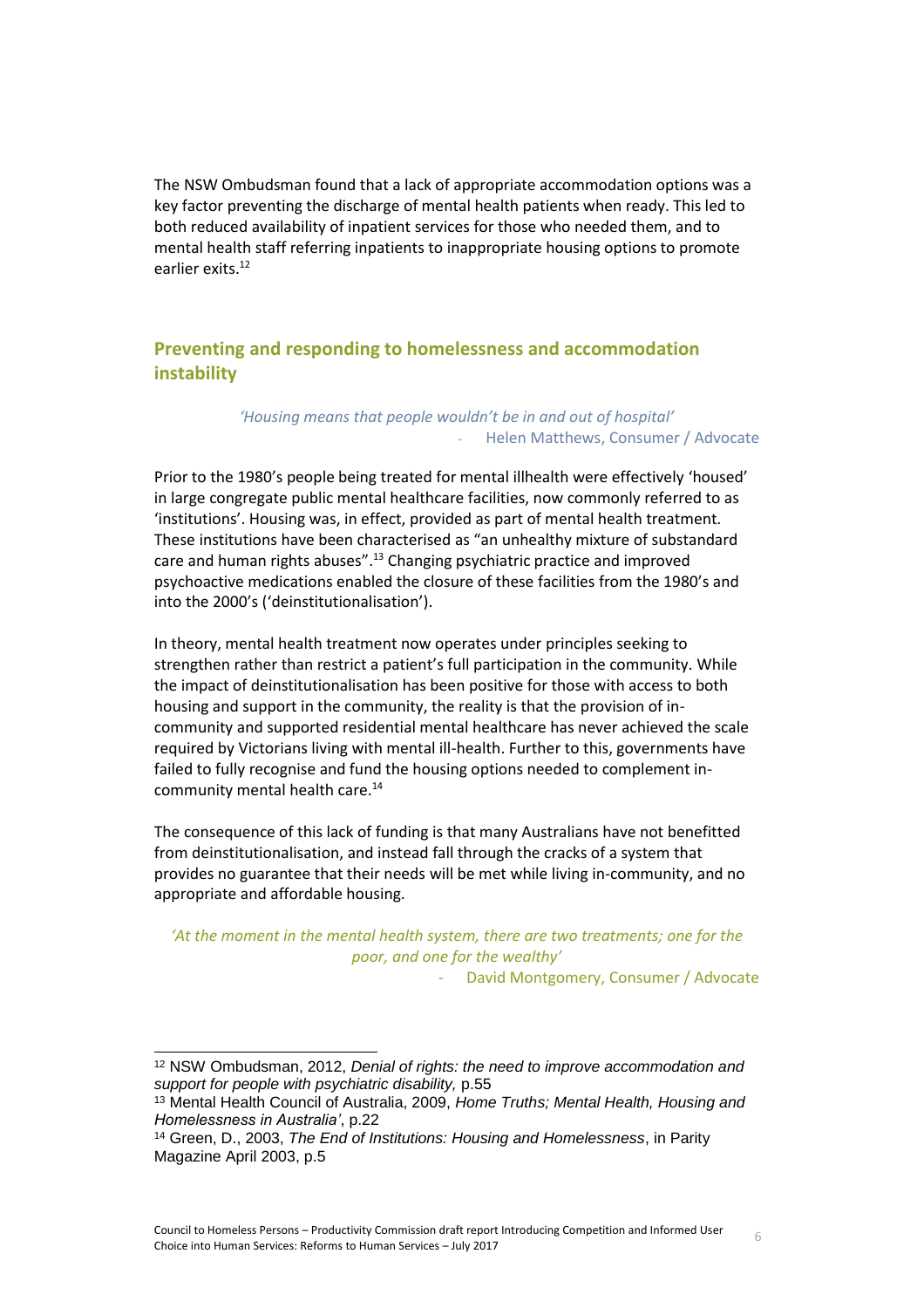The NSW Ombudsman found that a lack of appropriate accommodation options was a key factor preventing the discharge of mental health patients when ready. This led to both reduced availability of inpatient services for those who needed them, and to mental health staff referring inpatients to inappropriate housing options to promote earlier exits.[12]

## Preventing and responding to homelessness and accommodation instability

> *'Housing means that people wouldn't be in and out of hospital'*
>
> \- Helen Matthews, Consumer / Advocate

Prior to the 1980's people being treated for mental illhealth were effectively 'housed' in large congregate public mental healthcare facilities, now commonly referred to as 'institutions'. Housing was, in effect, provided as part of mental health treatment. These institutions have been characterised as "an unhealthy mixture of substandard care and human rights abuses".[13] Changing psychiatric practice and improved psychoactive medications enabled the closure of these facilities from the 1980's and into the 2000's ('deinstitutionalisation').

In theory, mental health treatment now operates under principles seeking to strengthen rather than restrict a patient's full participation in the community. While the impact of deinstitutionalisation has been positive for those with access to both housing and support in the community, the reality is that the provision of in-community and supported residential mental healthcare has never achieved the scale required by Victorians living with mental ill-health. Further to this, governments have failed to fully recognise and fund the housing options needed to complement in-community mental health care.[14]

The consequence of this lack of funding is that many Australians have not benefitted from deinstitutionalisation, and instead fall through the cracks of a system that provides no guarantee that their needs will be met while living in-community, and no appropriate and affordable housing.

> *'At the moment in the mental health system, there are two treatments; one for the poor, and one for the wealthy'*
>
> \- David Montgomery, Consumer / Advocate

---

[12] NSW Ombudsman, 2012, *Denial of rights: the need to improve accommodation and support for people with psychiatric disability,* p.55

[13] Mental Health Council of Australia, 2009, *Home Truths; Mental Health, Housing and Homelessness in Australia'*, p.22

[14] Green, D., 2003, *The End of Institutions: Housing and Homelessness*, in Parity Magazine April 2003, p.5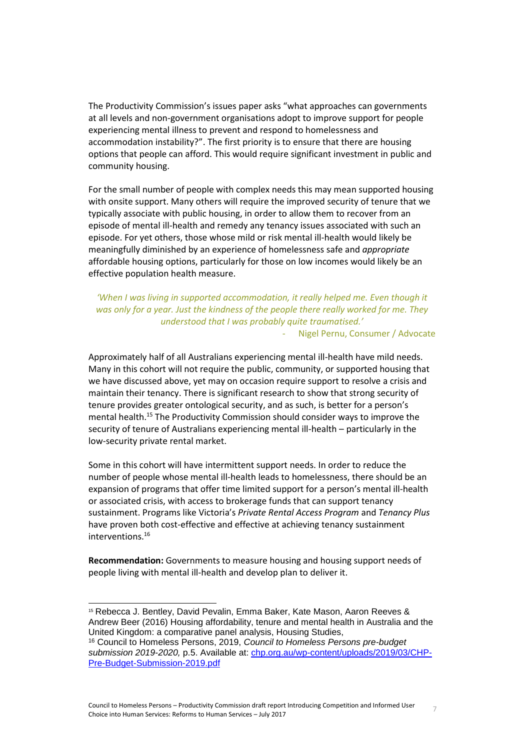The Productivity Commission's issues paper asks "what approaches can governments at all levels and non-government organisations adopt to improve support for people experiencing mental illness to prevent and respond to homelessness and accommodation instability?". The first priority is to ensure that there are housing options that people can afford. This would require significant investment in public and community housing.

For the small number of people with complex needs this may mean supported housing with onsite support. Many others will require the improved security of tenure that we typically associate with public housing, in order to allow them to recover from an episode of mental ill-health and remedy any tenancy issues associated with such an episode. For yet others, those whose mild or risk mental ill-health would likely be meaningfully diminished by an experience of homelessness safe and *appropriate* affordable housing options, particularly for those on low incomes would likely be an effective population health measure.

> *'When I was living in supported accommodation, it really helped me. Even though it was only for a year. Just the kindness of the people there really worked for me. They understood that I was probably quite traumatised.'*
>
> \- Nigel Pernu, Consumer / Advocate

Approximately half of all Australians experiencing mental ill-health have mild needs. Many in this cohort will not require the public, community, or supported housing that we have discussed above, yet may on occasion require support to resolve a crisis and maintain their tenancy. There is significant research to show that strong security of tenure provides greater ontological security, and as such, is better for a person's mental health.[15] The Productivity Commission should consider ways to improve the security of tenure of Australians experiencing mental ill-health – particularly in the low-security private rental market.

Some in this cohort will have intermittent support needs. In order to reduce the number of people whose mental ill-health leads to homelessness, there should be an expansion of programs that offer time limited support for a person's mental ill-health or associated crisis, with access to brokerage funds that can support tenancy sustainment. Programs like Victoria's *Private Rental Access Program* and *Tenancy Plus* have proven both cost-effective and effective at achieving tenancy sustainment interventions.[16]

**Recommendation:** Governments to measure housing and housing support needs of people living with mental ill-health and develop plan to deliver it.

---

[15] Rebecca J. Bentley, David Pevalin, Emma Baker, Kate Mason, Aaron Reeves & Andrew Beer (2016) Housing affordability, tenure and mental health in Australia and the United Kingdom: a comparative panel analysis, Housing Studies,

[16] Council to Homeless Persons, 2019, *Council to Homeless Persons pre-budget submission 2019-2020,* p.5. Available at: [chp.org.au/wp-content/uploads/2019/03/CHP-Pre-Budget-Submission-2019.pdf](chp.org.au/wp-content/uploads/2019/03/CHP-Pre-Budget-Submission-2019.pdf)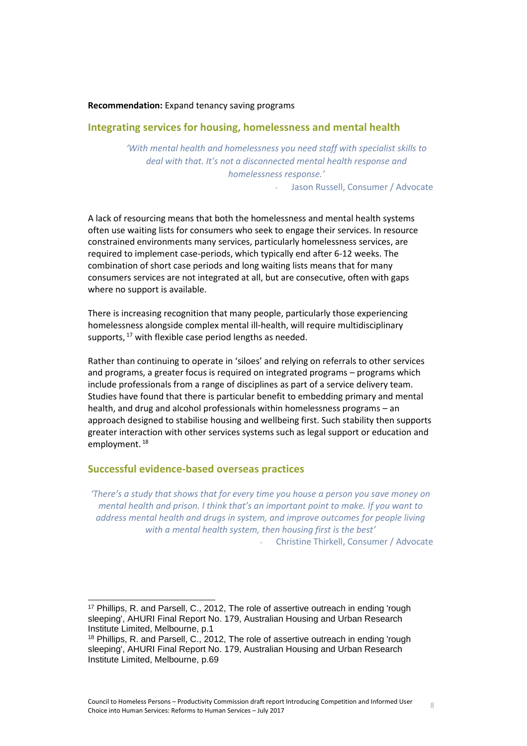**Recommendation:** Expand tenancy saving programs

## Integrating services for housing, homelessness and mental health

> *'With mental health and homelessness you need staff with specialist skills to deal with that. It's not a disconnected mental health response and homelessness response.'*
>
> \- Jason Russell, Consumer / Advocate

A lack of resourcing means that both the homelessness and mental health systems often use waiting lists for consumers who seek to engage their services. In resource constrained environments many services, particularly homelessness services, are required to implement case-periods, which typically end after 6-12 weeks. The combination of short case periods and long waiting lists means that for many consumers services are not integrated at all, but are consecutive, often with gaps where no support is available.

There is increasing recognition that many people, particularly those experiencing homelessness alongside complex mental ill-health, will require multidisciplinary supports,[17] with flexible case period lengths as needed.

Rather than continuing to operate in 'siloes' and relying on referrals to other services and programs, a greater focus is required on integrated programs – programs which include professionals from a range of disciplines as part of a service delivery team. Studies have found that there is particular benefit to embedding primary and mental health, and drug and alcohol professionals within homelessness programs – an approach designed to stabilise housing and wellbeing first. Such stability then supports greater interaction with other services systems such as legal support or education and employment.[18]

## Successful evidence-based overseas practices

> *'There's a study that shows that for every time you house a person you save money on mental health and prison. I think that's an important point to make. If you want to address mental health and drugs in system, and improve outcomes for people living with a mental health system, then housing first is the best'*
>
> \- Christine Thirkell, Consumer / Advocate

---

[17] Phillips, R. and Parsell, C., 2012, The role of assertive outreach in ending 'rough sleeping', AHURI Final Report No. 179, Australian Housing and Urban Research Institute Limited, Melbourne, p.1

[18] Phillips, R. and Parsell, C., 2012, The role of assertive outreach in ending 'rough sleeping', AHURI Final Report No. 179, Australian Housing and Urban Research Institute Limited, Melbourne, p.69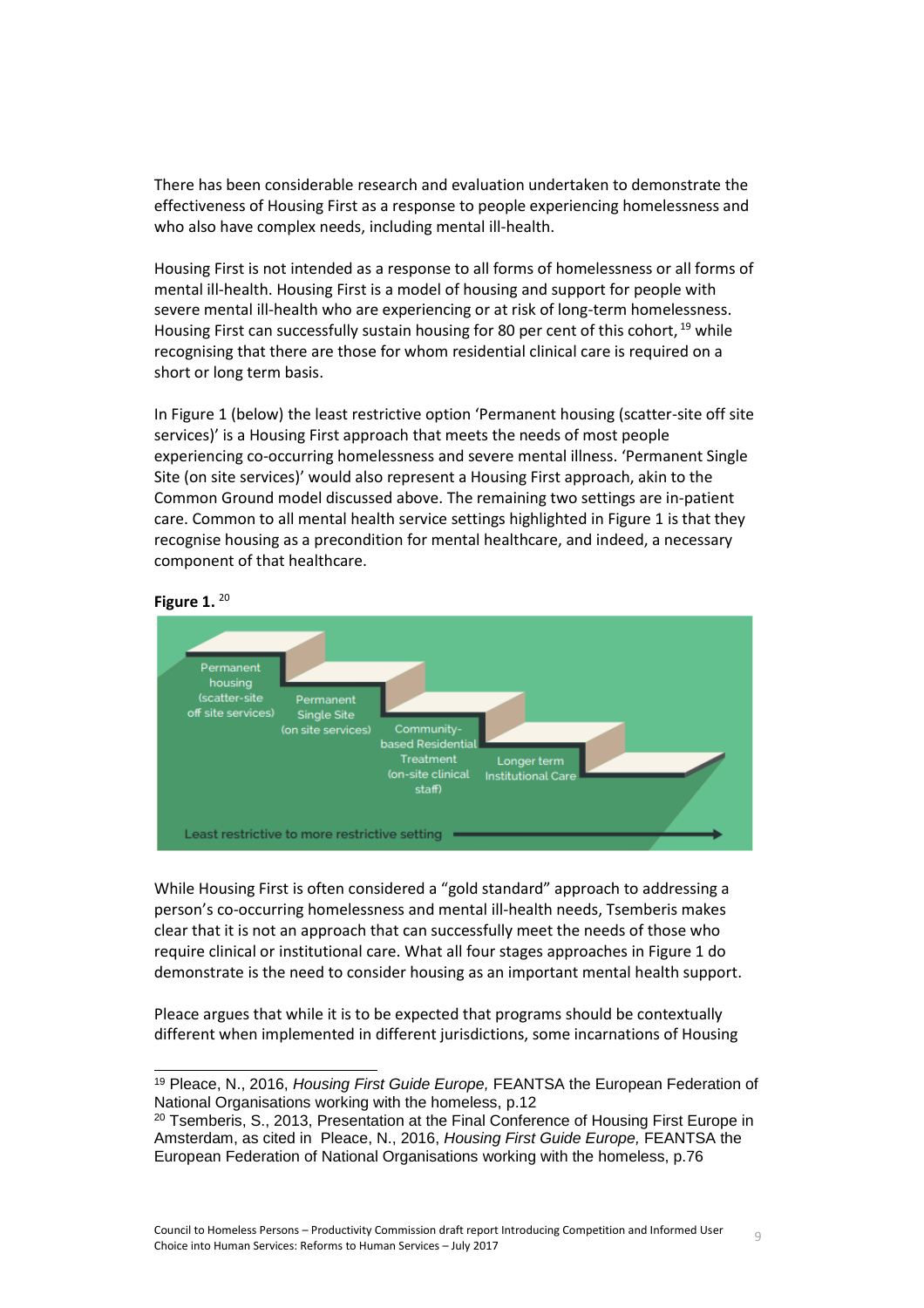There has been considerable research and evaluation undertaken to demonstrate the effectiveness of Housing First as a response to people experiencing homelessness and who also have complex needs, including mental ill-health.

Housing First is not intended as a response to all forms of homelessness or all forms of mental ill-health. Housing First is a model of housing and support for people with severe mental ill-health who are experiencing or at risk of long-term homelessness. Housing First can successfully sustain housing for 80 per cent of this cohort,[19] while recognising that there are those for whom residential clinical care is required on a short or long term basis.

In Figure 1 (below) the least restrictive option 'Permanent housing (scatter-site off site services)' is a Housing First approach that meets the needs of most people experiencing co-occurring homelessness and severe mental illness. 'Permanent Single Site (on site services)' would also represent a Housing First approach, akin to the Common Ground model discussed above. The remaining two settings are in-patient care. Common to all mental health service settings highlighted in Figure 1 is that they recognise housing as a precondition for mental healthcare, and indeed, a necessary component of that healthcare.

**Figure 1.** [20]

- Permanent housing (scatter-site off site services)
- Permanent Single Site (on site services)
- Community-based Residential Treatment (on-site clinical staff)
- Longer term Institutional Care

Least restrictive to more restrictive setting →

While Housing First is often considered a "gold standard" approach to addressing a person's co-occurring homelessness and mental ill-health needs, Tsemberis makes clear that it is not an approach that can successfully meet the needs of those who require clinical or institutional care. What all four stages approaches in Figure 1 do demonstrate is the need to consider housing as an important mental health support.

Pleace argues that while it is to be expected that programs should be contextually different when implemented in different jurisdictions, some incarnations of Housing

---

[19] Pleace, N., 2016, *Housing First Guide Europe,* FEANTSA the European Federation of National Organisations working with the homeless, p.12

[20] Tsemberis, S., 2013, Presentation at the Final Conference of Housing First Europe in Amsterdam, as cited in Pleace, N., 2016, *Housing First Guide Europe,* FEANTSA the European Federation of National Organisations working with the homeless, p.76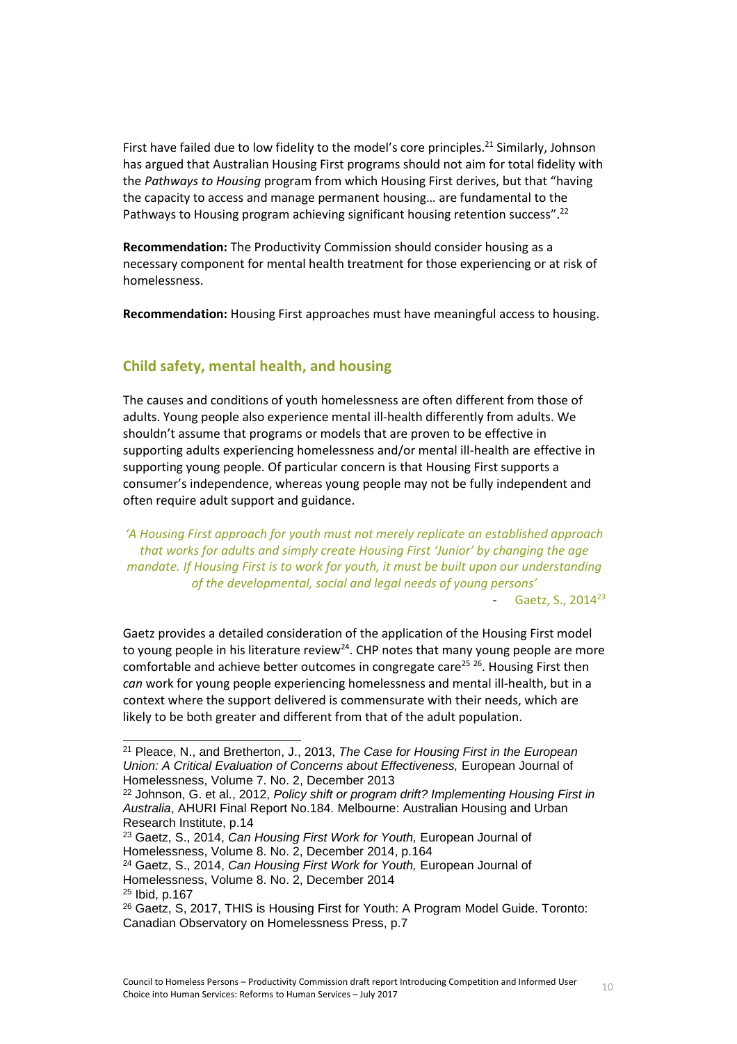First have failed due to low fidelity to the model's core principles.[21] Similarly, Johnson has argued that Australian Housing First programs should not aim for total fidelity with the *Pathways to Housing* program from which Housing First derives, but that "having the capacity to access and manage permanent housing… are fundamental to the Pathways to Housing program achieving significant housing retention success".[22]

**Recommendation:** The Productivity Commission should consider housing as a necessary component for mental health treatment for those experiencing or at risk of homelessness.

**Recommendation:** Housing First approaches must have meaningful access to housing.

## Child safety, mental health, and housing

The causes and conditions of youth homelessness are often different from those of adults. Young people also experience mental ill-health differently from adults. We shouldn't assume that programs or models that are proven to be effective in supporting adults experiencing homelessness and/or mental ill-health are effective in supporting young people. Of particular concern is that Housing First supports a consumer's independence, whereas young people may not be fully independent and often require adult support and guidance.

> *'A Housing First approach for youth must not merely replicate an established approach that works for adults and simply create Housing First 'Junior' by changing the age mandate. If Housing First is to work for youth, it must be built upon our understanding of the developmental, social and legal needs of young persons'*
>
> \- Gaetz, S., 2014[23]

Gaetz provides a detailed consideration of the application of the Housing First model to young people in his literature review[24]. CHP notes that many young people are more comfortable and achieve better outcomes in congregate care[25] [26]. Housing First then *can* work for young people experiencing homelessness and mental ill-health, but in a context where the support delivered is commensurate with their needs, which are likely to be both greater and different from that of the adult population.

---

[21] Pleace, N., and Bretherton, J., 2013, *The Case for Housing First in the European Union: A Critical Evaluation of Concerns about Effectiveness,* European Journal of Homelessness, Volume 7. No. 2, December 2013

[22] Johnson, G. et al., 2012, *Policy shift or program drift? Implementing Housing First in Australia*, AHURI Final Report No.184. Melbourne: Australian Housing and Urban Research Institute, p.14

[23] Gaetz, S., 2014, *Can Housing First Work for Youth,* European Journal of Homelessness, Volume 8. No. 2, December 2014, p.164

[24] Gaetz, S., 2014, *Can Housing First Work for Youth,* European Journal of Homelessness, Volume 8. No. 2, December 2014

[25] Ibid, p.167

[26] Gaetz, S, 2017, THIS is Housing First for Youth: A Program Model Guide. Toronto: Canadian Observatory on Homelessness Press, p.7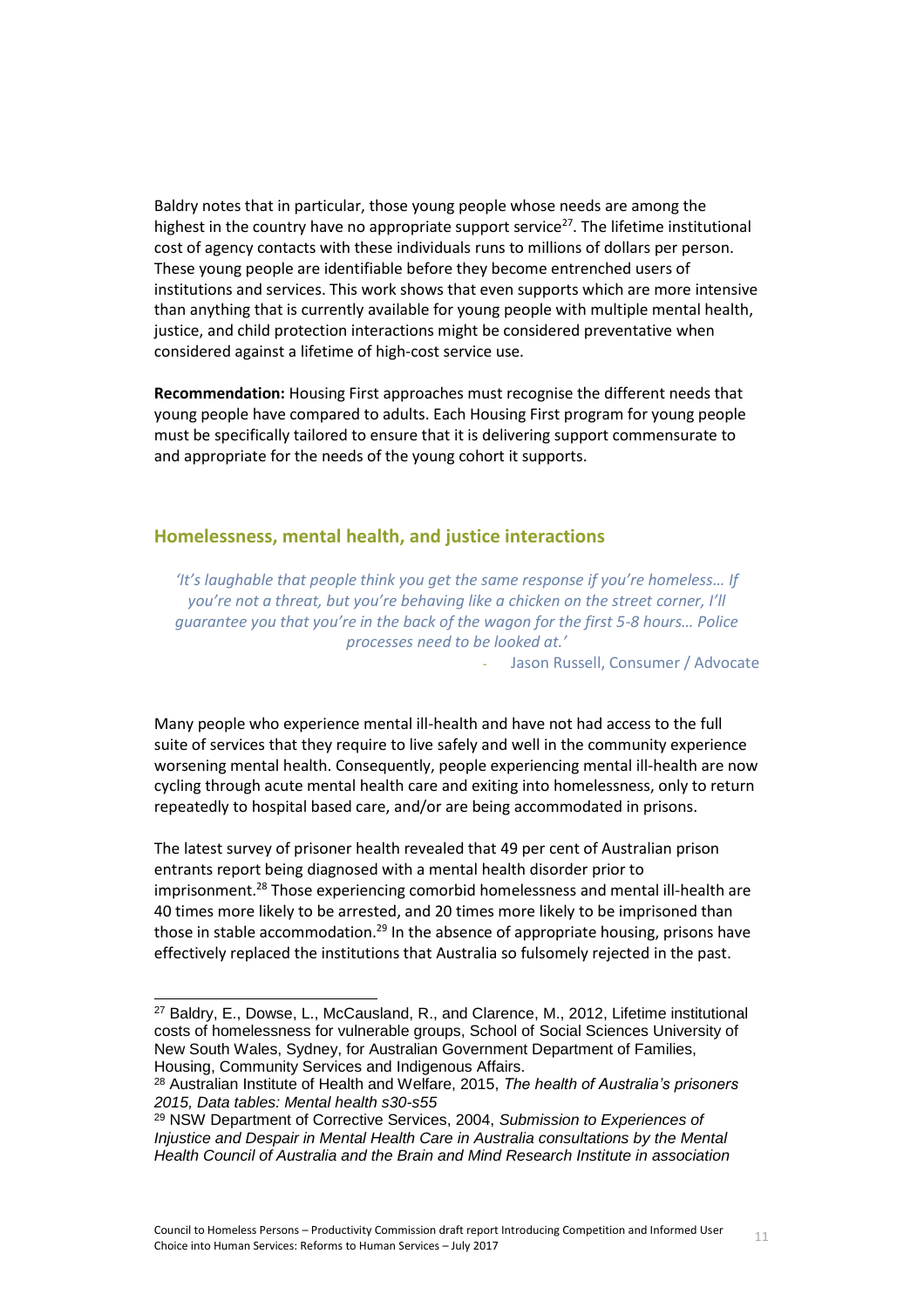Baldry notes that in particular, those young people whose needs are among the highest in the country have no appropriate support service[27]. The lifetime institutional cost of agency contacts with these individuals runs to millions of dollars per person. These young people are identifiable before they become entrenched users of institutions and services. This work shows that even supports which are more intensive than anything that is currently available for young people with multiple mental health, justice, and child protection interactions might be considered preventative when considered against a lifetime of high-cost service use.

**Recommendation:** Housing First approaches must recognise the different needs that young people have compared to adults. Each Housing First program for young people must be specifically tailored to ensure that it is delivering support commensurate to and appropriate for the needs of the young cohort it supports.

## Homelessness, mental health, and justice interactions

> *'It's laughable that people think you get the same response if you're homeless… If you're not a threat, but you're behaving like a chicken on the street corner, I'll guarantee you that you're in the back of the wagon for the first 5-8 hours… Police processes need to be looked at.'*
>
> - Jason Russell, Consumer / Advocate

Many people who experience mental ill-health and have not had access to the full suite of services that they require to live safely and well in the community experience worsening mental health. Consequently, people experiencing mental ill-health are now cycling through acute mental health care and exiting into homelessness, only to return repeatedly to hospital based care, and/or are being accommodated in prisons.

The latest survey of prisoner health revealed that 49 per cent of Australian prison entrants report being diagnosed with a mental health disorder prior to imprisonment.[28] Those experiencing comorbid homelessness and mental ill-health are 40 times more likely to be arrested, and 20 times more likely to be imprisoned than those in stable accommodation.[29] In the absence of appropriate housing, prisons have effectively replaced the institutions that Australia so fulsomely rejected in the past.

---

[27] Baldry, E., Dowse, L., McCausland, R., and Clarence, M., 2012, Lifetime institutional costs of homelessness for vulnerable groups, School of Social Sciences University of New South Wales, Sydney, for Australian Government Department of Families, Housing, Community Services and Indigenous Affairs.

[28] Australian Institute of Health and Welfare, 2015, *The health of Australia's prisoners 2015, Data tables: Mental health s30-s55*

[29] NSW Department of Corrective Services, 2004, *Submission to Experiences of Injustice and Despair in Mental Health Care in Australia consultations by the Mental Health Council of Australia and the Brain and Mind Research Institute in association*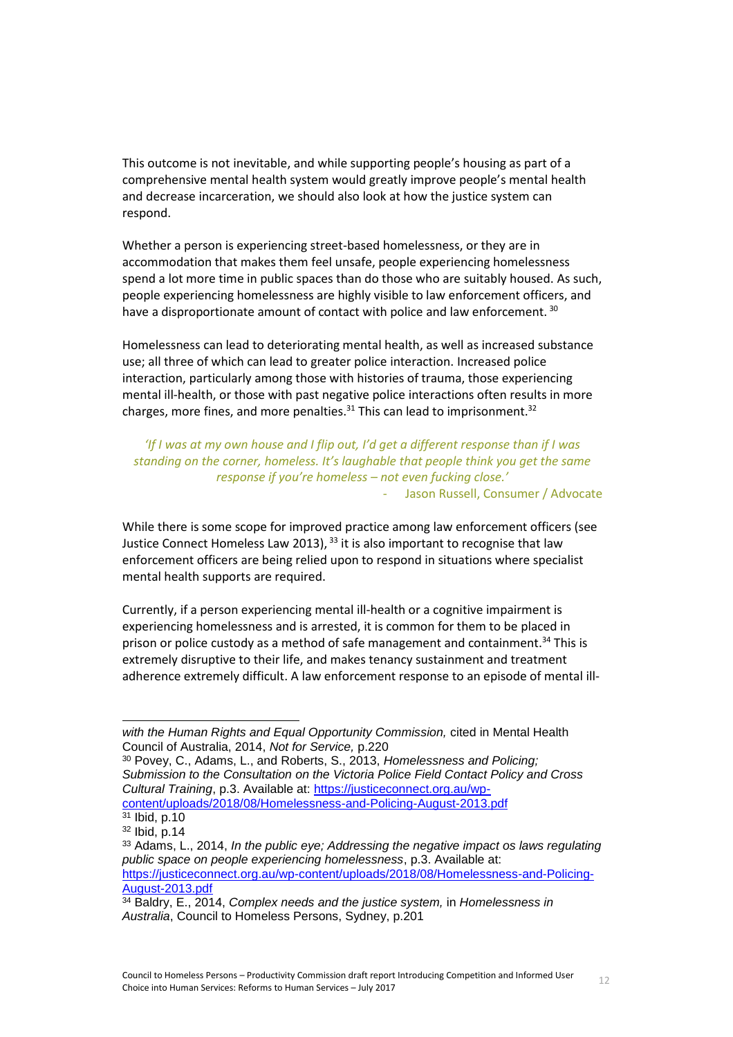This outcome is not inevitable, and while supporting people's housing as part of a comprehensive mental health system would greatly improve people's mental health and decrease incarceration, we should also look at how the justice system can respond.

Whether a person is experiencing street-based homelessness, or they are in accommodation that makes them feel unsafe, people experiencing homelessness spend a lot more time in public spaces than do those who are suitably housed. As such, people experiencing homelessness are highly visible to law enforcement officers, and have a disproportionate amount of contact with police and law enforcement. [30]

Homelessness can lead to deteriorating mental health, as well as increased substance use; all three of which can lead to greater police interaction. Increased police interaction, particularly among those with histories of trauma, those experiencing mental ill-health, or those with past negative police interactions often results in more charges, more fines, and more penalties.[31] This can lead to imprisonment.[32]

> *'If I was at my own house and I flip out, I'd get a different response than if I was standing on the corner, homeless. It's laughable that people think you get the same response if you're homeless – not even fucking close.'*
>
> \- Jason Russell, Consumer / Advocate

While there is some scope for improved practice among law enforcement officers (see Justice Connect Homeless Law 2013), [33] it is also important to recognise that law enforcement officers are being relied upon to respond in situations where specialist mental health supports are required.

Currently, if a person experiencing mental ill-health or a cognitive impairment is experiencing homelessness and is arrested, it is common for them to be placed in prison or police custody as a method of safe management and containment.[34] This is extremely disruptive to their life, and makes tenancy sustainment and treatment adherence extremely difficult. A law enforcement response to an episode of mental ill-

---

*with the Human Rights and Equal Opportunity Commission,* cited in Mental Health Council of Australia, 2014, *Not for Service,* p.220

[30] Povey, C., Adams, L., and Roberts, S., 2013, *Homelessness and Policing; Submission to the Consultation on the Victoria Police Field Contact Policy and Cross Cultural Training*, p.3. Available at: https://justiceconnect.org.au/wp-content/uploads/2018/08/Homelessness-and-Policing-August-2013.pdf

[31] Ibid, p.10

[32] Ibid, p.14

[33] Adams, L., 2014, *In the public eye; Addressing the negative impact os laws regulating public space on people experiencing homelessness*, p.3. Available at: https://justiceconnect.org.au/wp-content/uploads/2018/08/Homelessness-and-Policing-August-2013.pdf

[34] Baldry, E., 2014, *Complex needs and the justice system,* in *Homelessness in Australia*, Council to Homeless Persons, Sydney, p.201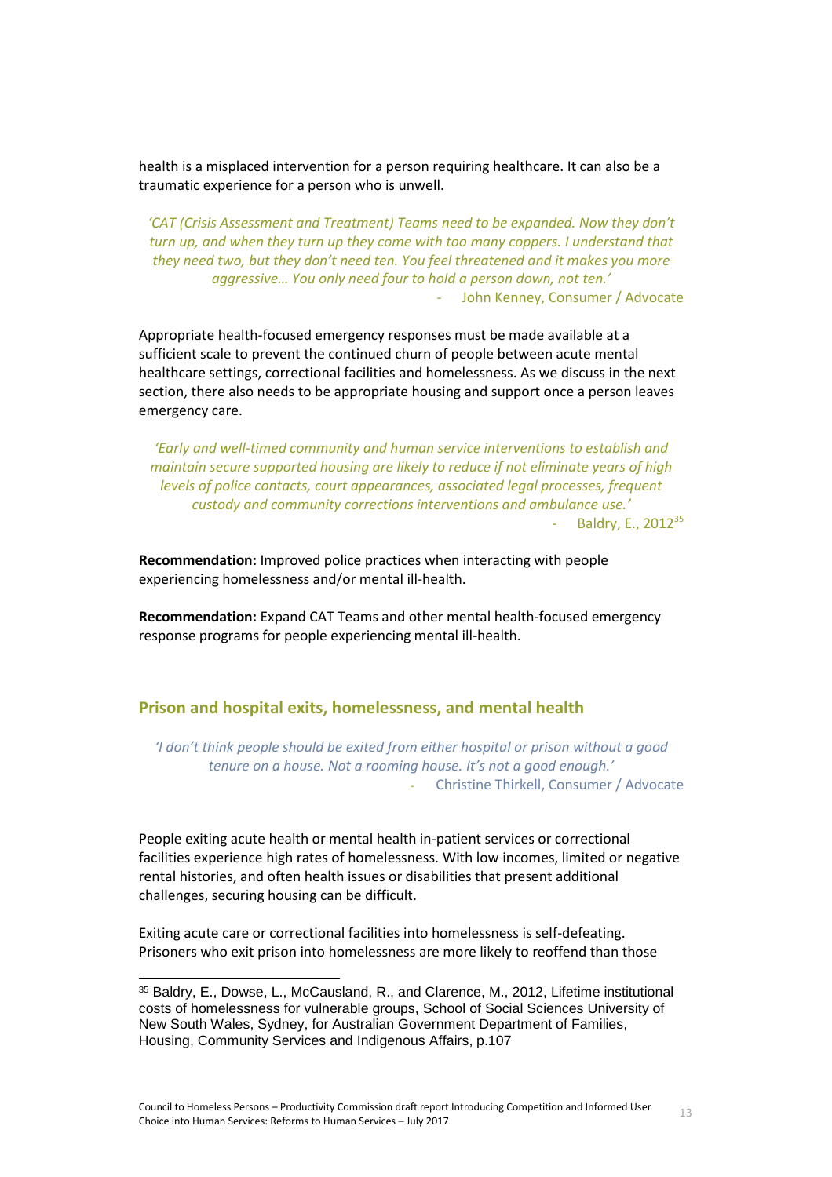health is a misplaced intervention for a person requiring healthcare. It can also be a traumatic experience for a person who is unwell.

> *'CAT (Crisis Assessment and Treatment) Teams need to be expanded. Now they don't turn up, and when they turn up they come with too many coppers. I understand that they need two, but they don't need ten. You feel threatened and it makes you more aggressive… You only need four to hold a person down, not ten.'*
>
> \- John Kenney, Consumer / Advocate

Appropriate health-focused emergency responses must be made available at a sufficient scale to prevent the continued churn of people between acute mental healthcare settings, correctional facilities and homelessness. As we discuss in the next section, there also needs to be appropriate housing and support once a person leaves emergency care.

> *'Early and well-timed community and human service interventions to establish and maintain secure supported housing are likely to reduce if not eliminate years of high levels of police contacts, court appearances, associated legal processes, frequent custody and community corrections interventions and ambulance use.'*
>
> \- Baldry, E., 2012[35]

**Recommendation:** Improved police practices when interacting with people experiencing homelessness and/or mental ill-health.

**Recommendation:** Expand CAT Teams and other mental health-focused emergency response programs for people experiencing mental ill-health.

## Prison and hospital exits, homelessness, and mental health

> *'I don't think people should be exited from either hospital or prison without a good tenure on a house. Not a rooming house. It's not a good enough.'*
>
> \- Christine Thirkell, Consumer / Advocate

People exiting acute health or mental health in-patient services or correctional facilities experience high rates of homelessness. With low incomes, limited or negative rental histories, and often health issues or disabilities that present additional challenges, securing housing can be difficult.

Exiting acute care or correctional facilities into homelessness is self-defeating. Prisoners who exit prison into homelessness are more likely to reoffend than those

[35] Baldry, E., Dowse, L., McCausland, R., and Clarence, M., 2012, Lifetime institutional costs of homelessness for vulnerable groups, School of Social Sciences University of New South Wales, Sydney, for Australian Government Department of Families, Housing, Community Services and Indigenous Affairs, p.107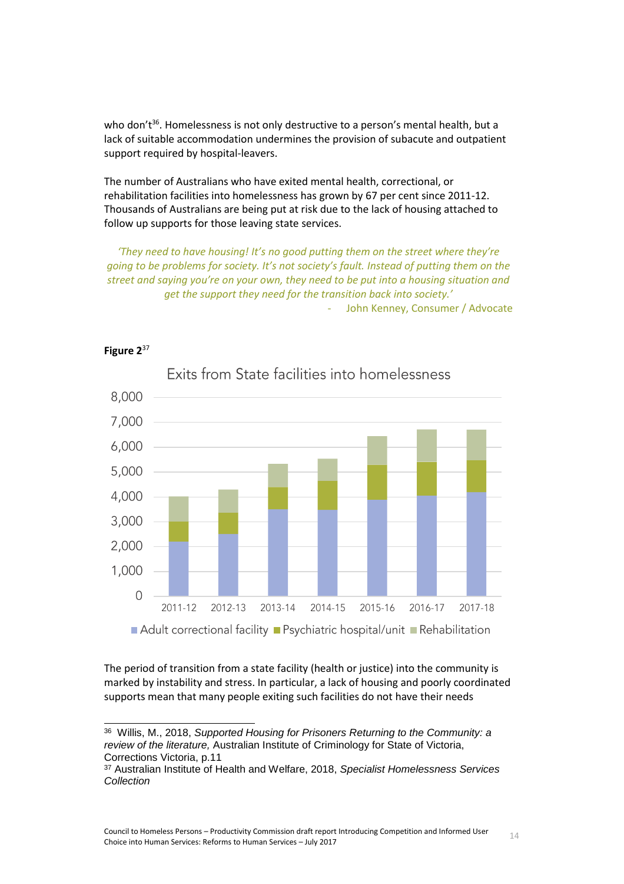who don't[36]. Homelessness is not only destructive to a person's mental health, but a lack of suitable accommodation undermines the provision of subacute and outpatient support required by hospital-leavers.

The number of Australians who have exited mental health, correctional, or rehabilitation facilities into homelessness has grown by 67 per cent since 2011-12. Thousands of Australians are being put at risk due to the lack of housing attached to follow up supports for those leaving state services.

> *'They need to have housing! It's no good putting them on the street where they're going to be problems for society. It's not society's fault. Instead of putting them on the street and saying you're on your own, they need to be put into a housing situation and get the support they need for the transition back into society.'*
>
> \- John Kenney, Consumer / Advocate

**Figure 2**[37]

Exits from State facilities into homelessness

Legend: Adult correctional facility, Psychiatric hospital/unit, Rehabilitation

Years: 2011-12, 2012-13, 2013-14, 2014-15, 2015-16, 2016-17, 2017-18 (y-axis 0–8,000)

The period of transition from a state facility (health or justice) into the community is marked by instability and stress. In particular, a lack of housing and poorly coordinated supports mean that many people exiting such facilities do not have their needs

---

[36] Willis, M., 2018, *Supported Housing for Prisoners Returning to the Community: a review of the literature,* Australian Institute of Criminology for State of Victoria, Corrections Victoria, p.11

[37] Australian Institute of Health and Welfare, 2018, *Specialist Homelessness Services Collection*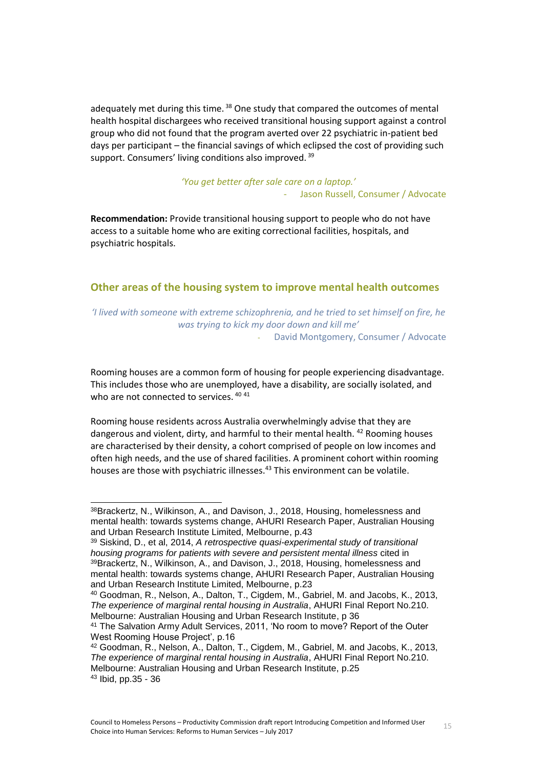adequately met during this time. [38] One study that compared the outcomes of mental health hospital dischargees who received transitional housing support against a control group who did not found that the program averted over 22 psychiatric in-patient bed days per participant – the financial savings of which eclipsed the cost of providing such support. Consumers' living conditions also improved. [39]

*'You get better after sale care on a laptop.'*

- Jason Russell, Consumer / Advocate

**Recommendation:** Provide transitional housing support to people who do not have access to a suitable home who are exiting correctional facilities, hospitals, and psychiatric hospitals.

## Other areas of the housing system to improve mental health outcomes

*'I lived with someone with extreme schizophrenia, and he tried to set himself on fire, he was trying to kick my door down and kill me'*

- David Montgomery, Consumer / Advocate

Rooming houses are a common form of housing for people experiencing disadvantage. This includes those who are unemployed, have a disability, are socially isolated, and who are not connected to services. [40] [41]

Rooming house residents across Australia overwhelmingly advise that they are dangerous and violent, dirty, and harmful to their mental health. [42] Rooming houses are characterised by their density, a cohort comprised of people on low incomes and often high needs, and the use of shared facilities. A prominent cohort within rooming houses are those with psychiatric illnesses.[43] This environment can be volatile.

---

[38] Brackertz, N., Wilkinson, A., and Davison, J., 2018, Housing, homelessness and mental health: towards systems change, AHURI Research Paper, Australian Housing and Urban Research Institute Limited, Melbourne, p.43

[39] Siskind, D., et al, 2014, *A retrospective quasi-experimental study of transitional housing programs for patients with severe and persistent mental illness* cited in [39]Brackertz, N., Wilkinson, A., and Davison, J., 2018, Housing, homelessness and mental health: towards systems change, AHURI Research Paper, Australian Housing and Urban Research Institute Limited, Melbourne, p.23

[40] Goodman, R., Nelson, A., Dalton, T., Cigdem, M., Gabriel, M. and Jacobs, K., 2013, *The experience of marginal rental housing in Australia*, AHURI Final Report No.210. Melbourne: Australian Housing and Urban Research Institute, p 36

[41] The Salvation Army Adult Services, 2011, 'No room to move? Report of the Outer West Rooming House Project', p.16

[42] Goodman, R., Nelson, A., Dalton, T., Cigdem, M., Gabriel, M. and Jacobs, K., 2013, *The experience of marginal rental housing in Australia*, AHURI Final Report No.210. Melbourne: Australian Housing and Urban Research Institute, p.25

[43] Ibid, pp.35 - 36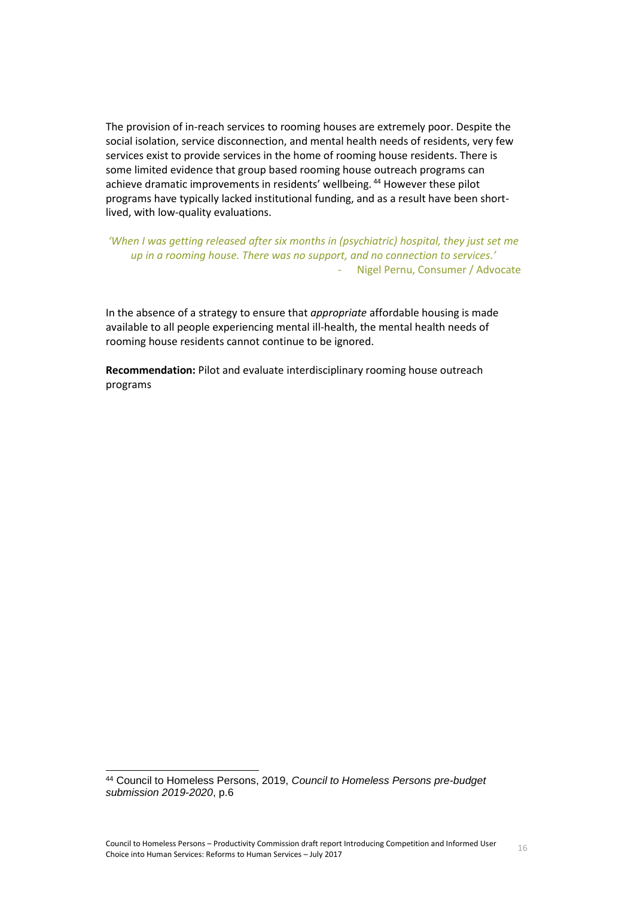The provision of in-reach services to rooming houses are extremely poor. Despite the social isolation, service disconnection, and mental health needs of residents, very few services exist to provide services in the home of rooming house residents. There is some limited evidence that group based rooming house outreach programs can achieve dramatic improvements in residents' wellbeing.[44] However these pilot programs have typically lacked institutional funding, and as a result have been short-lived, with low-quality evaluations.

> *'When I was getting released after six months in (psychiatric) hospital, they just set me up in a rooming house. There was no support, and no connection to services.'*
>
> \- Nigel Pernu, Consumer / Advocate

In the absence of a strategy to ensure that *appropriate* affordable housing is made available to all people experiencing mental ill-health, the mental health needs of rooming house residents cannot continue to be ignored.

**Recommendation:** Pilot and evaluate interdisciplinary rooming house outreach programs

---

[44] Council to Homeless Persons, 2019, *Council to Homeless Persons pre-budget submission 2019-2020*, p.6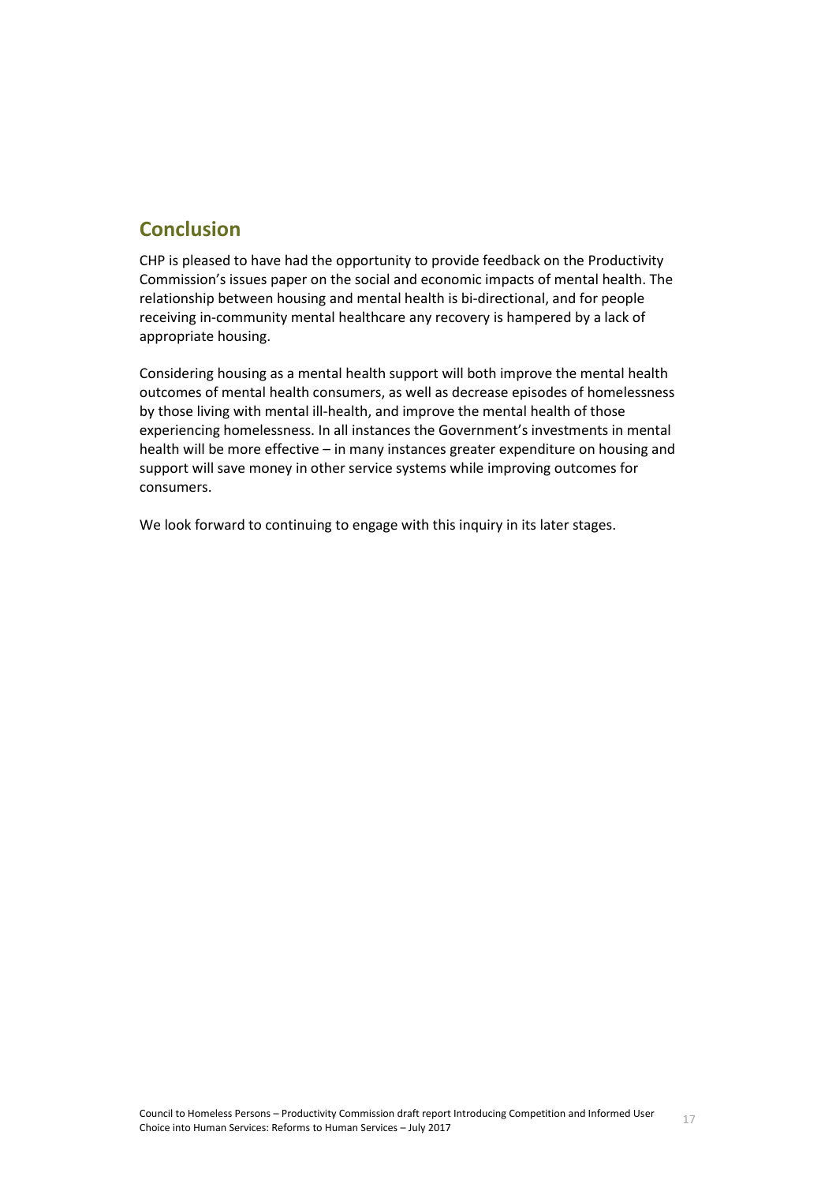## Conclusion

CHP is pleased to have had the opportunity to provide feedback on the Productivity Commission's issues paper on the social and economic impacts of mental health. The relationship between housing and mental health is bi-directional, and for people receiving in-community mental healthcare any recovery is hampered by a lack of appropriate housing.

Considering housing as a mental health support will both improve the mental health outcomes of mental health consumers, as well as decrease episodes of homelessness by those living with mental ill-health, and improve the mental health of those experiencing homelessness. In all instances the Government's investments in mental health will be more effective – in many instances greater expenditure on housing and support will save money in other service systems while improving outcomes for consumers.

We look forward to continuing to engage with this inquiry in its later stages.